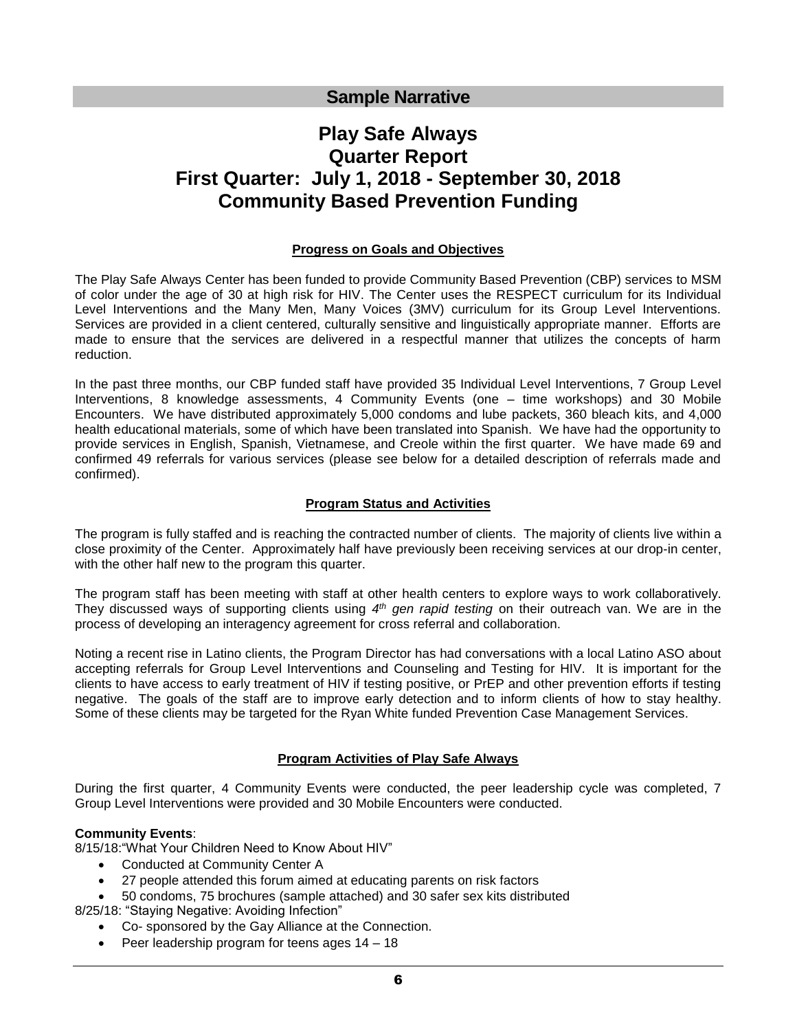## Sample Narrative

# Play Safe Always
# Quarter Report
# First Quarter: July 1, 2018 - September 30, 2018
# Community Based Prevention Funding

### Progress on Goals and Objectives

The Play Safe Always Center has been funded to provide Community Based Prevention (CBP) services to MSM of color under the age of 30 at high risk for HIV. The Center uses the RESPECT curriculum for its Individual Level Interventions and the Many Men, Many Voices (3MV) curriculum for its Group Level Interventions. Services are provided in a client centered, culturally sensitive and linguistically appropriate manner. Efforts are made to ensure that the services are delivered in a respectful manner that utilizes the concepts of harm reduction.

In the past three months, our CBP funded staff have provided 35 Individual Level Interventions, 7 Group Level Interventions, 8 knowledge assessments, 4 Community Events (one – time workshops) and 30 Mobile Encounters. We have distributed approximately 5,000 condoms and lube packets, 360 bleach kits, and 4,000 health educational materials, some of which have been translated into Spanish. We have had the opportunity to provide services in English, Spanish, Vietnamese, and Creole within the first quarter. We have made 69 and confirmed 49 referrals for various services (please see below for a detailed description of referrals made and confirmed).

### Program Status and Activities

The program is fully staffed and is reaching the contracted number of clients. The majority of clients live within a close proximity of the Center. Approximately half have previously been receiving services at our drop-in center, with the other half new to the program this quarter.

The program staff has been meeting with staff at other health centers to explore ways to work collaboratively. They discussed ways of supporting clients using *4th gen rapid testing* on their outreach van. We are in the process of developing an interagency agreement for cross referral and collaboration.

Noting a recent rise in Latino clients, the Program Director has had conversations with a local Latino ASO about accepting referrals for Group Level Interventions and Counseling and Testing for HIV. It is important for the clients to have access to early treatment of HIV if testing positive, or PrEP and other prevention efforts if testing negative. The goals of the staff are to improve early detection and to inform clients of how to stay healthy. Some of these clients may be targeted for the Ryan White funded Prevention Case Management Services.

### Program Activities of Play Safe Always

During the first quarter, 4 Community Events were conducted, the peer leadership cycle was completed, 7 Group Level Interventions were provided and 30 Mobile Encounters were conducted.

**Community Events**:

8/15/18: "What Your Children Need to Know About HIV"

- Conducted at Community Center A
- 27 people attended this forum aimed at educating parents on risk factors
- 50 condoms, 75 brochures (sample attached) and 30 safer sex kits distributed

8/25/18: "Staying Negative: Avoiding Infection"

- Co- sponsored by the Gay Alliance at the Connection.
- Peer leadership program for teens ages 14 – 18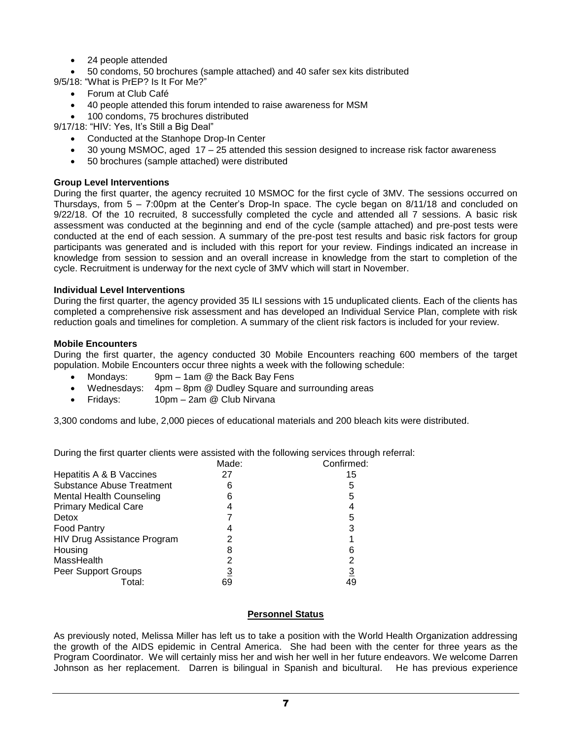- 24 people attended
- 50 condoms, 50 brochures (sample attached) and 40 safer sex kits distributed

9/5/18: "What is PrEP? Is It For Me?"

- Forum at Club Café
- 40 people attended this forum intended to raise awareness for MSM
- 100 condoms, 75 brochures distributed

9/17/18: "HIV: Yes, It's Still a Big Deal"

- Conducted at the Stanhope Drop-In Center
- 30 young MSMOC, aged 17 – 25 attended this session designed to increase risk factor awareness
- 50 brochures (sample attached) were distributed

**Group Level Interventions**

During the first quarter, the agency recruited 10 MSMOC for the first cycle of 3MV. The sessions occurred on Thursdays, from 5 – 7:00pm at the Center's Drop-In space. The cycle began on 8/11/18 and concluded on 9/22/18. Of the 10 recruited, 8 successfully completed the cycle and attended all 7 sessions. A basic risk assessment was conducted at the beginning and end of the cycle (sample attached) and pre-post tests were conducted at the end of each session. A summary of the pre-post test results and basic risk factors for group participants was generated and is included with this report for your review. Findings indicated an increase in knowledge from session to session and an overall increase in knowledge from the start to completion of the cycle. Recruitment is underway for the next cycle of 3MV which will start in November.

**Individual Level Interventions**

During the first quarter, the agency provided 35 ILI sessions with 15 unduplicated clients. Each of the clients has completed a comprehensive risk assessment and has developed an Individual Service Plan, complete with risk reduction goals and timelines for completion. A summary of the client risk factors is included for your review.

**Mobile Encounters**

During the first quarter, the agency conducted 30 Mobile Encounters reaching 600 members of the target population. Mobile Encounters occur three nights a week with the following schedule:

- Mondays: 9pm – 1am @ the Back Bay Fens
- Wednesdays: 4pm – 8pm @ Dudley Square and surrounding areas
- Fridays: 10pm – 2am @ Club Nirvana

3,300 condoms and lube, 2,000 pieces of educational materials and 200 bleach kits were distributed.

During the first quarter clients were assisted with the following services through referral:

| | Made: | Confirmed: |
|---|---|---|
| Hepatitis A & B Vaccines | 27 | 15 |
| Substance Abuse Treatment | 6 | 5 |
| Mental Health Counseling | 6 | 5 |
| Primary Medical Care | 4 | 4 |
| Detox | 7 | 5 |
| Food Pantry | 4 | 3 |
| HIV Drug Assistance Program | 2 | 1 |
| Housing | 8 | 6 |
| MassHealth | 2 | 2 |
| Peer Support Groups | 3 | 3 |
| Total: | 69 | 49 |

**Personnel Status**

As previously noted, Melissa Miller has left us to take a position with the World Health Organization addressing the growth of the AIDS epidemic in Central America. She had been with the center for three years as the Program Coordinator. We will certainly miss her and wish her well in her future endeavors. We welcome Darren Johnson as her replacement. Darren is bilingual in Spanish and bicultural. He has previous experience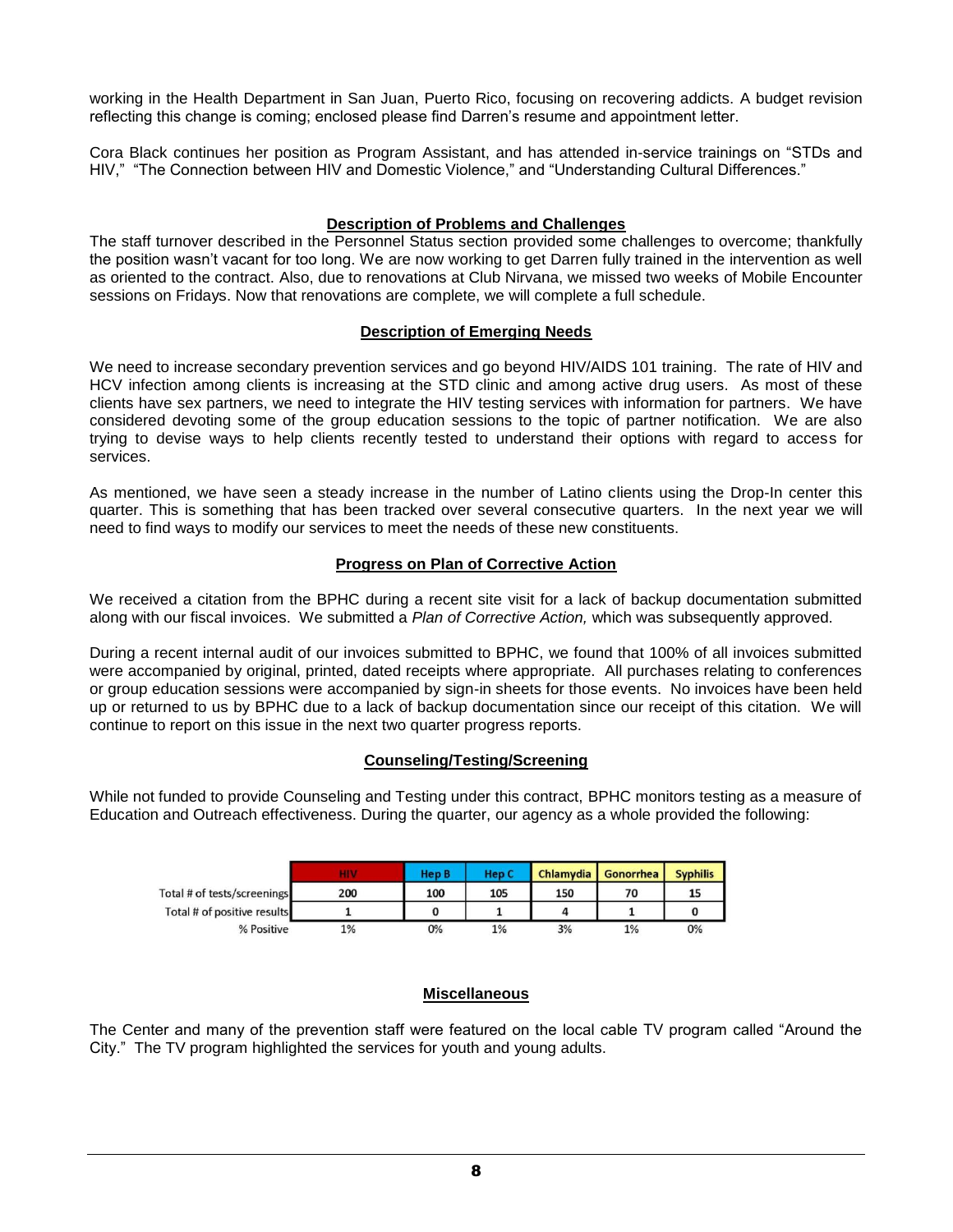working in the Health Department in San Juan, Puerto Rico, focusing on recovering addicts. A budget revision reflecting this change is coming; enclosed please find Darren's resume and appointment letter.

Cora Black continues her position as Program Assistant, and has attended in-service trainings on "STDs and HIV," "The Connection between HIV and Domestic Violence," and "Understanding Cultural Differences."

## Description of Problems and Challenges

The staff turnover described in the Personnel Status section provided some challenges to overcome; thankfully the position wasn't vacant for too long. We are now working to get Darren fully trained in the intervention as well as oriented to the contract. Also, due to renovations at Club Nirvana, we missed two weeks of Mobile Encounter sessions on Fridays. Now that renovations are complete, we will complete a full schedule.

## Description of Emerging Needs

We need to increase secondary prevention services and go beyond HIV/AIDS 101 training. The rate of HIV and HCV infection among clients is increasing at the STD clinic and among active drug users. As most of these clients have sex partners, we need to integrate the HIV testing services with information for partners. We have considered devoting some of the group education sessions to the topic of partner notification. We are also trying to devise ways to help clients recently tested to understand their options with regard to access for services.

As mentioned, we have seen a steady increase in the number of Latino clients using the Drop-In center this quarter. This is something that has been tracked over several consecutive quarters. In the next year we will need to find ways to modify our services to meet the needs of these new constituents.

## Progress on Plan of Corrective Action

We received a citation from the BPHC during a recent site visit for a lack of backup documentation submitted along with our fiscal invoices. We submitted a *Plan of Corrective Action,* which was subsequently approved.

During a recent internal audit of our invoices submitted to BPHC, we found that 100% of all invoices submitted were accompanied by original, printed, dated receipts where appropriate. All purchases relating to conferences or group education sessions were accompanied by sign-in sheets for those events. No invoices have been held up or returned to us by BPHC due to a lack of backup documentation since our receipt of this citation. We will continue to report on this issue in the next two quarter progress reports.

## Counseling/Testing/Screening

While not funded to provide Counseling and Testing under this contract, BPHC monitors testing as a measure of Education and Outreach effectiveness. During the quarter, our agency as a whole provided the following:

| | HIV | Hep B | Hep C | Chlamydia | Gonorrhea | Syphilis |
|---|---|---|---|---|---|---|
| Total # of tests/screenings | 200 | 100 | 105 | 150 | 70 | 15 |
| Total # of positive results | 1 | 0 | 1 | 4 | 1 | 0 |
| % Positive | 1% | 0% | 1% | 3% | 1% | 0% |

## Miscellaneous

The Center and many of the prevention staff were featured on the local cable TV program called "Around the City." The TV program highlighted the services for youth and young adults.